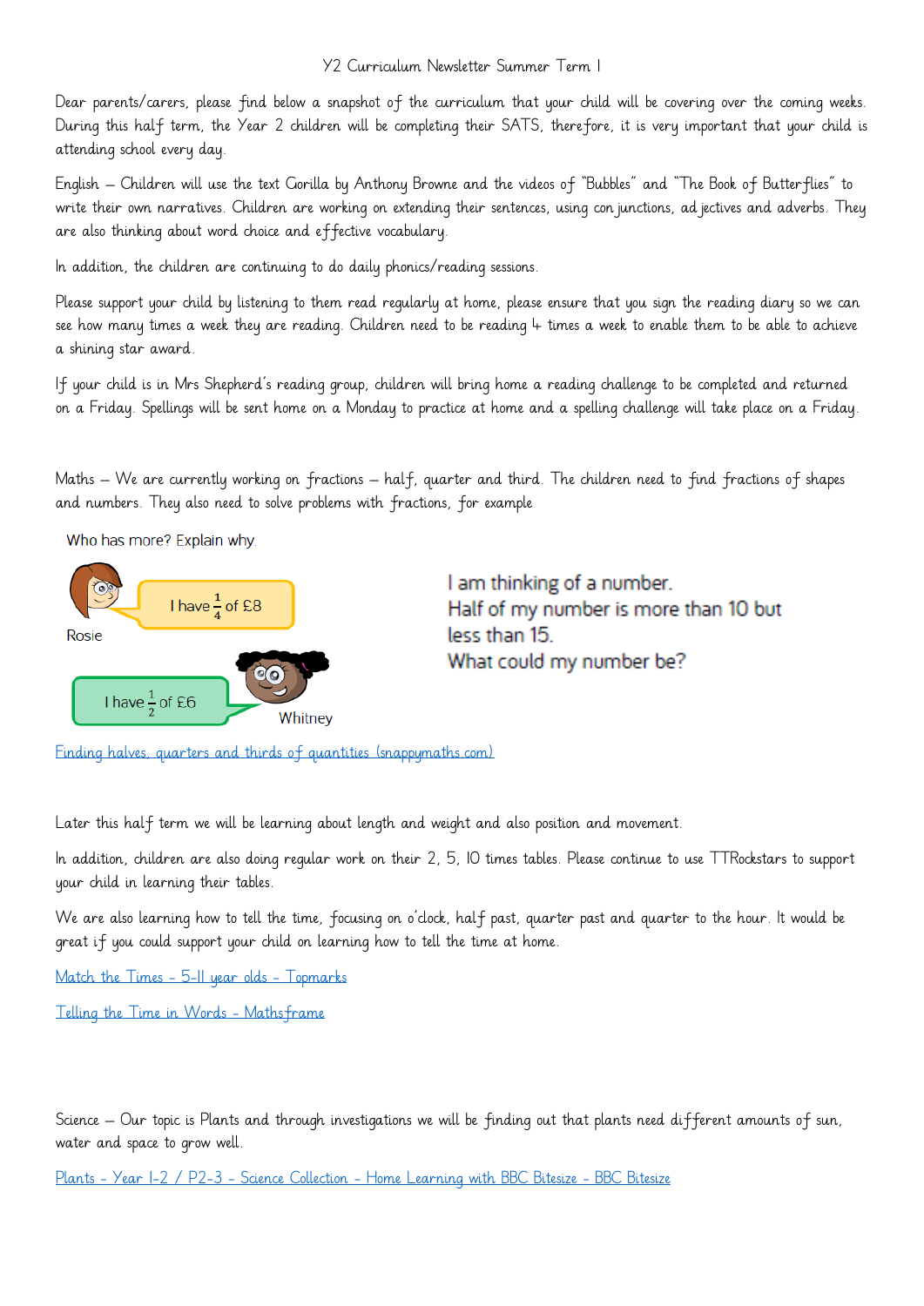Y2 Curriculum Newsletter Summer Term 1

Dear parents/carers, please find below a snapshot of the curriculum that your child will be covering over the coming weeks. During this half term, the Year 2 children will be completing their SATS, therefore, it is very important that your child is attending school every day.

English – Children will use the text Gorilla by Anthony Browne and the videos of "Bubbles" and "The Book of Butterflies" to write their own narratives. Children are working on extending their sentences, using conjunctions, adjectives and adverbs. They are also thinking about word choice and effective vocabulary.

In addition, the children are continuing to do daily phonics/reading sessions.

Please support your child by listening to them read regularly at home, please ensure that you sign the reading diary so we can see how many times a week they are reading. Children need to be reading 4 times a week to enable them to be able to achieve a shining star award.

If your child is in Mrs Shepherd's reading group, children will bring home a reading challenge to be completed and returned on a Friday. Spellings will be sent home on a Monday to practice at home and a spelling challenge will take place on a Friday.

Maths – We are currently working on fractions – half, quarter and third. The children need to find fractions of shapes and numbers. They also need to solve problems with fractions, for example

Who has more? Explain why.

Rosie: I have $\frac{1}{4}$ of £8

Whitney: I have $\frac{1}{2}$ of £6

I am thinking of a number.
Half of my number is more than 10 but less than 15.
What could my number be?

Finding halves, quarters and thirds of quantities (snappymaths.com)

Later this half term we will be learning about length and weight and also position and movement.

In addition, children are also doing regular work on their 2, 5, 10 times tables. Please continue to use TTRockstars to support your child in learning their tables.

We are also learning how to tell the time, focusing on o'clock, half past, quarter past and quarter to the hour. It would be great if you could support your child on learning how to tell the time at home.

Match the Times - 5-11 year olds - Topmarks

Telling the Time in Words - Mathsframe

Science – Our topic is Plants and through investigations we will be finding out that plants need different amounts of sun, water and space to grow well.

Plants - Year 1-2 / P2-3 - Science Collection - Home Learning with BBC Bitesize - BBC Bitesize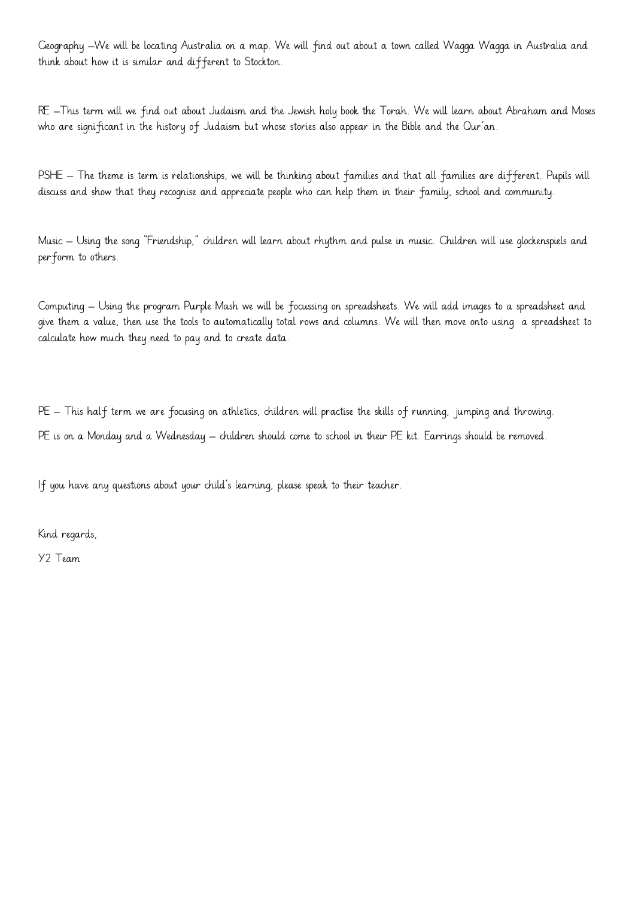Geography –We will be locating Australia on a map. We will find out about a town called Wagga Wagga in Australia and think about how it is similar and different to Stockton.

RE –This term will we find out about Judaism and the Jewish holy book the Torah. We will learn about Abraham and Moses who are significant in the history of Judaism but whose stories also appear in the Bible and the Qur'an.

PSHE – The theme is term is relationships, we will be thinking about families and that all families are different. Pupils will discuss and show that they recognise and appreciate people who can help them in their family, school and community.

Music – Using the song "Friendship," children will learn about rhythm and pulse in music. Children will use glockenspiels and perform to others.

Computing – Using the program Purple Mash we will be focussing on spreadsheets. We will add images to a spreadsheet and give them a value, then use the tools to automatically total rows and columns. We will then move onto using a spreadsheet to calculate how much they need to pay and to create data.

PE – This half term we are focusing on athletics, children will practise the skills of running, jumping and throwing.

PE is on a Monday and a Wednesday – children should come to school in their PE kit. Earrings should be removed.

If you have any questions about your child's learning, please speak to their teacher.

Kind regards,

Y2 Team